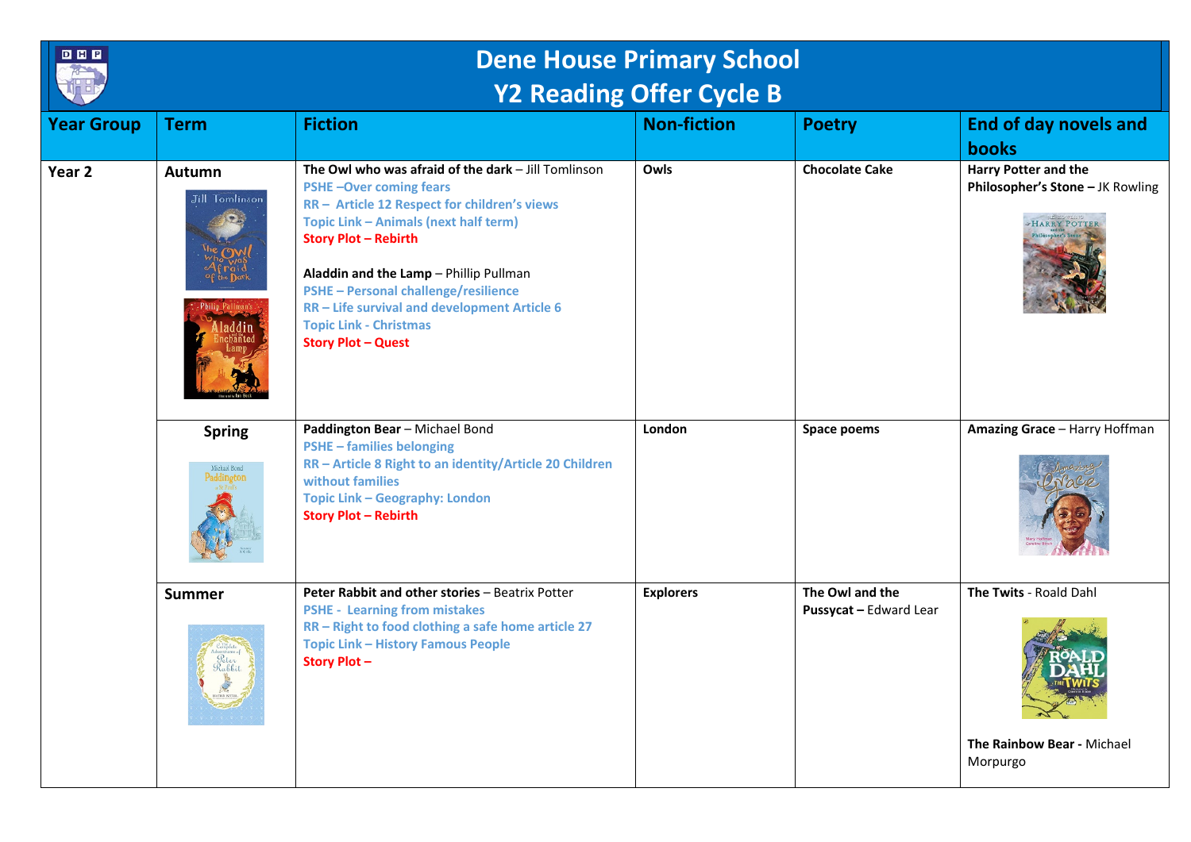# Dene House Primary School
## Y2 Reading Offer Cycle B

| Year Group | Term | Fiction | Non-fiction | Poetry | End of day novels and books |
|---|---|---|---|---|---|
| Year 2 | Autumn | **The Owl who was afraid of the dark** – Jill Tomlinson<br>PSHE –Over coming fears<br>RR – Article 12 Respect for children's views<br>Topic Link – Animals (next half term)<br>Story Plot – Rebirth<br><br>**Aladdin and the Lamp** – Phillip Pullman<br>PSHE – Personal challenge/resilience<br>RR – Life survival and development Article 6<br>Topic Link - Christmas<br>Story Plot – Quest | **Owls** | **Chocolate Cake** | **Harry Potter and the Philosopher's Stone –** JK Rowling |
| | Spring | **Paddington Bear** – Michael Bond<br>PSHE – families belonging<br>RR – Article 8 Right to an identity/Article 20 Children without families<br>Topic Link – Geography: London<br>Story Plot – Rebirth | **London** | **Space poems** | **Amazing Grace** – Harry Hoffman |
| | Summer | **Peter Rabbit and other stories** – Beatrix Potter<br>PSHE - Learning from mistakes<br>RR – Right to food clothing a safe home article 27<br>Topic Link – History Famous People<br>Story Plot – | **Explorers** | **The Owl and the Pussycat –** Edward Lear | **The Twits** - Roald Dahl<br><br>**The Rainbow Bear -** Michael Morpurgo |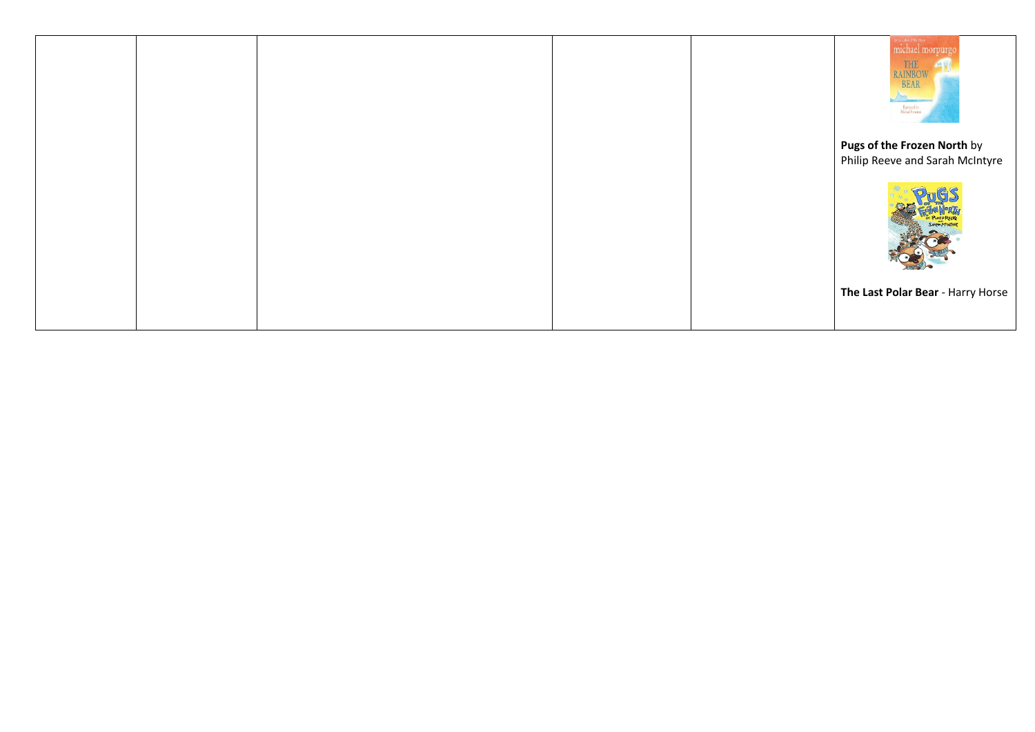| | | | | | |
|---|---|---|---|---|---|
| | | | | | **Pugs of the Frozen North** by Philip Reeve and Sarah McIntyre<br><br>**The Last Polar Bear** - Harry Horse |